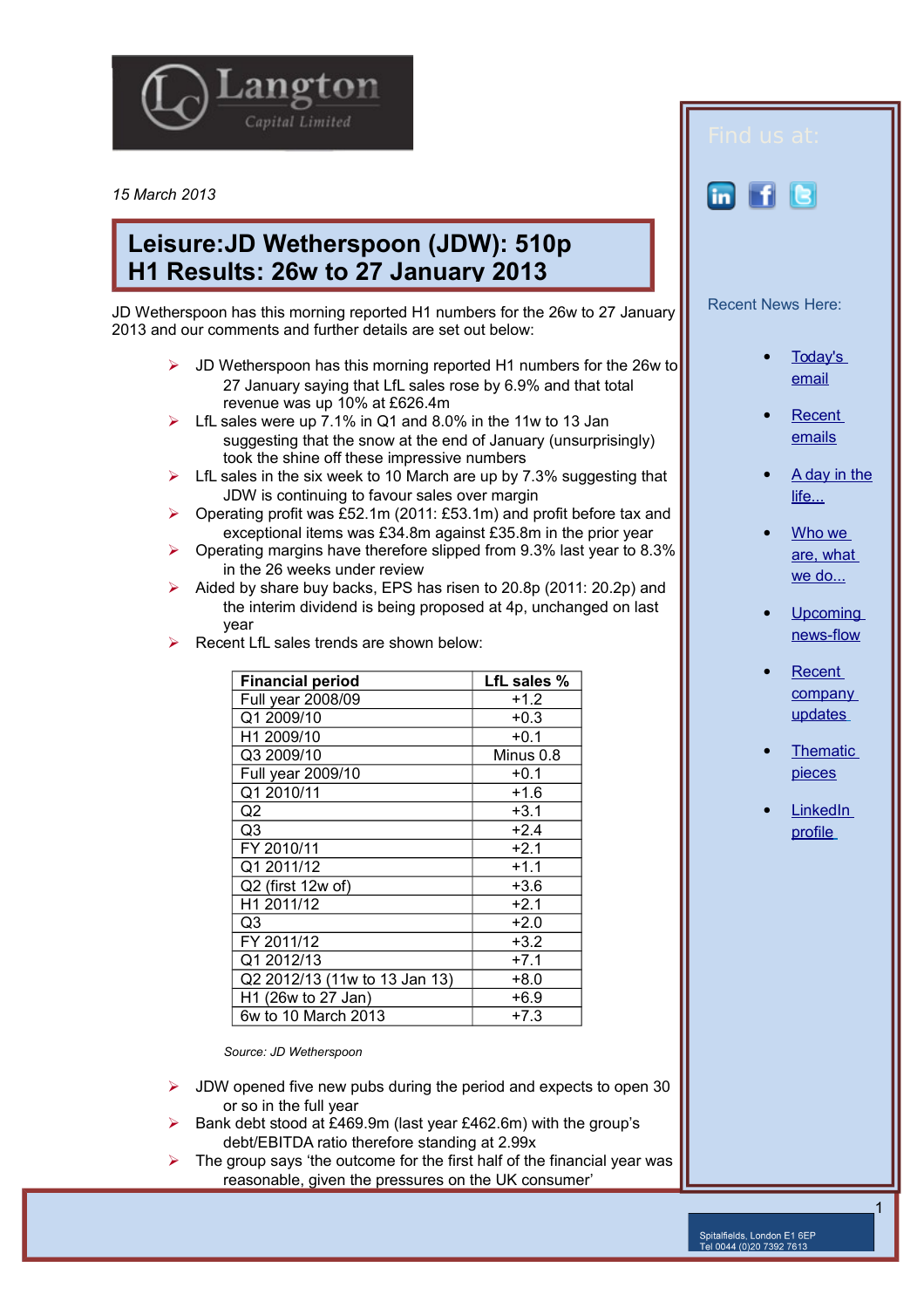Langton Capital Limited

*15 March 2013*

# Leisure:JD Wetherspoon (JDW): 510p
# H1 Results: 26w to 27 January 2013

JD Wetherspoon has this morning reported H1 numbers for the 26w to 27 January 2013 and our comments and further details are set out below:

- JD Wetherspoon has this morning reported H1 numbers for the 26w to 27 January saying that LfL sales rose by 6.9% and that total revenue was up 10% at £626.4m
- LfL sales were up 7.1% in Q1 and 8.0% in the 11w to 13 Jan suggesting that the snow at the end of January (unsurprisingly) took the shine off these impressive numbers
- LfL sales in the six week to 10 March are up by 7.3% suggesting that JDW is continuing to favour sales over margin
- Operating profit was £52.1m (2011: £53.1m) and profit before tax and exceptional items was £34.8m against £35.8m in the prior year
- Operating margins have therefore slipped from 9.3% last year to 8.3% in the 26 weeks under review
- Aided by share buy backs, EPS has risen to 20.8p (2011: 20.2p) and the interim dividend is being proposed at 4p, unchanged on last year
- Recent LfL sales trends are shown below:

| Financial period | LfL sales % |
|---|---|
| Full year 2008/09 | +1.2 |
| Q1 2009/10 | +0.3 |
| H1 2009/10 | +0.1 |
| Q3 2009/10 | Minus 0.8 |
| Full year 2009/10 | +0.1 |
| Q1 2010/11 | +1.6 |
| Q2 | +3.1 |
| Q3 | +2.4 |
| FY 2010/11 | +2.1 |
| Q1 2011/12 | +1.1 |
| Q2 (first 12w of) | +3.6 |
| H1 2011/12 | +2.1 |
| Q3 | +2.0 |
| FY 2011/12 | +3.2 |
| Q1 2012/13 | +7.1 |
| Q2 2012/13 (11w to 13 Jan 13) | +8.0 |
| H1 (26w to 27 Jan) | +6.9 |
| 6w to 10 March 2013 | +7.3 |

*Source: JD Wetherspoon*

- JDW opened five new pubs during the period and expects to open 30 or so in the full year
- Bank debt stood at £469.9m (last year £462.6m) with the group's debt/EBITDA ratio therefore standing at 2.99x
- The group says 'the outcome for the first half of the financial year was reasonable, given the pressures on the UK consumer'

Find us at:

Recent News Here:

- Today's email
- Recent emails
- A day in the life...
- Who we are, what we do...
- Upcoming news-flow
- Recent company updates
- Thematic pieces
- LinkedIn profile

Spitalfields, London E1 6EP
Tel 0044 (0)20 7392 7613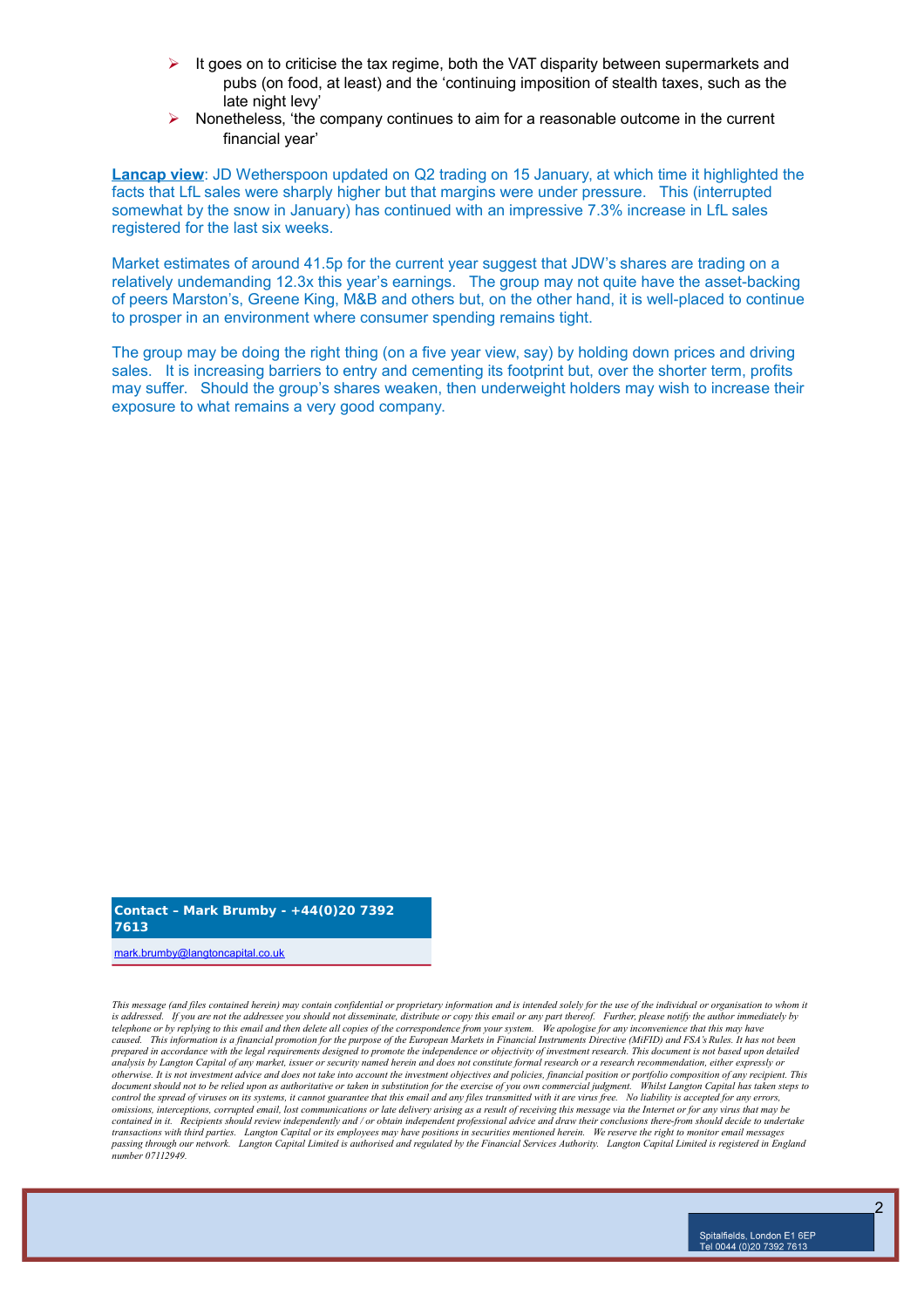- It goes on to criticise the tax regime, both the VAT disparity between supermarkets and pubs (on food, at least) and the 'continuing imposition of stealth taxes, such as the late night levy'
- Nonetheless, 'the company continues to aim for a reasonable outcome in the current financial year'

**Lancap view**: JD Wetherspoon updated on Q2 trading on 15 January, at which time it highlighted the facts that LfL sales were sharply higher but that margins were under pressure. This (interrupted somewhat by the snow in January) has continued with an impressive 7.3% increase in LfL sales registered for the last six weeks.

Market estimates of around 41.5p for the current year suggest that JDW's shares are trading on a relatively undemanding 12.3x this year's earnings. The group may not quite have the asset-backing of peers Marston's, Greene King, M&B and others but, on the other hand, it is well-placed to continue to prosper in an environment where consumer spending remains tight.

The group may be doing the right thing (on a five year view, say) by holding down prices and driving sales. It is increasing barriers to entry and cementing its footprint but, over the shorter term, profits may suffer. Should the group's shares weaken, then underweight holders may wish to increase their exposure to what remains a very good company.

**Contact – Mark Brumby - +44(0)20 7392 7613**

mark.brumby@langtoncapital.co.uk

*This message (and files contained herein) may contain confidential or proprietary information and is intended solely for the use of the individual or organisation to whom it is addressed. If you are not the addressee you should not disseminate, distribute or copy this email or any part thereof. Further, please notify the author immediately by telephone or by replying to this email and then delete all copies of the correspondence from your system. We apologise for any inconvenience that this may have caused. This information is a financial promotion for the purpose of the European Markets in Financial Instruments Directive (MiFID) and FSA's Rules. It has not been prepared in accordance with the legal requirements designed to promote the independence or objectivity of investment research. This document is not based upon detailed analysis by Langton Capital of any market, issuer or security named herein and does not constitute formal research or a research recommendation, either expressly or otherwise. It is not investment advice and does not take into account the investment objectives and policies, financial position or portfolio composition of any recipient. This document should not to be relied upon as authoritative or taken in substitution for the exercise of you own commercial judgment. Whilst Langton Capital has taken steps to control the spread of viruses on its systems, it cannot guarantee that this email and any files transmitted with it are virus free. No liability is accepted for any errors, omissions, interceptions, corrupted email, lost communications or late delivery arising as a result of receiving this message via the Internet or for any virus that may be contained in it. Recipients should review independently and / or obtain independent professional advice and draw their conclusions there-from should decide to undertake transactions with third parties. Langton Capital or its employees may have positions in securities mentioned herein. We reserve the right to monitor email messages passing through our network. Langton Capital Limited is authorised and regulated by the Financial Services Authority. Langton Capital Limited is registered in England number 07112949.*

Spitalfields, London E1 6EP
Tel 0044 (0)20 7392 7613